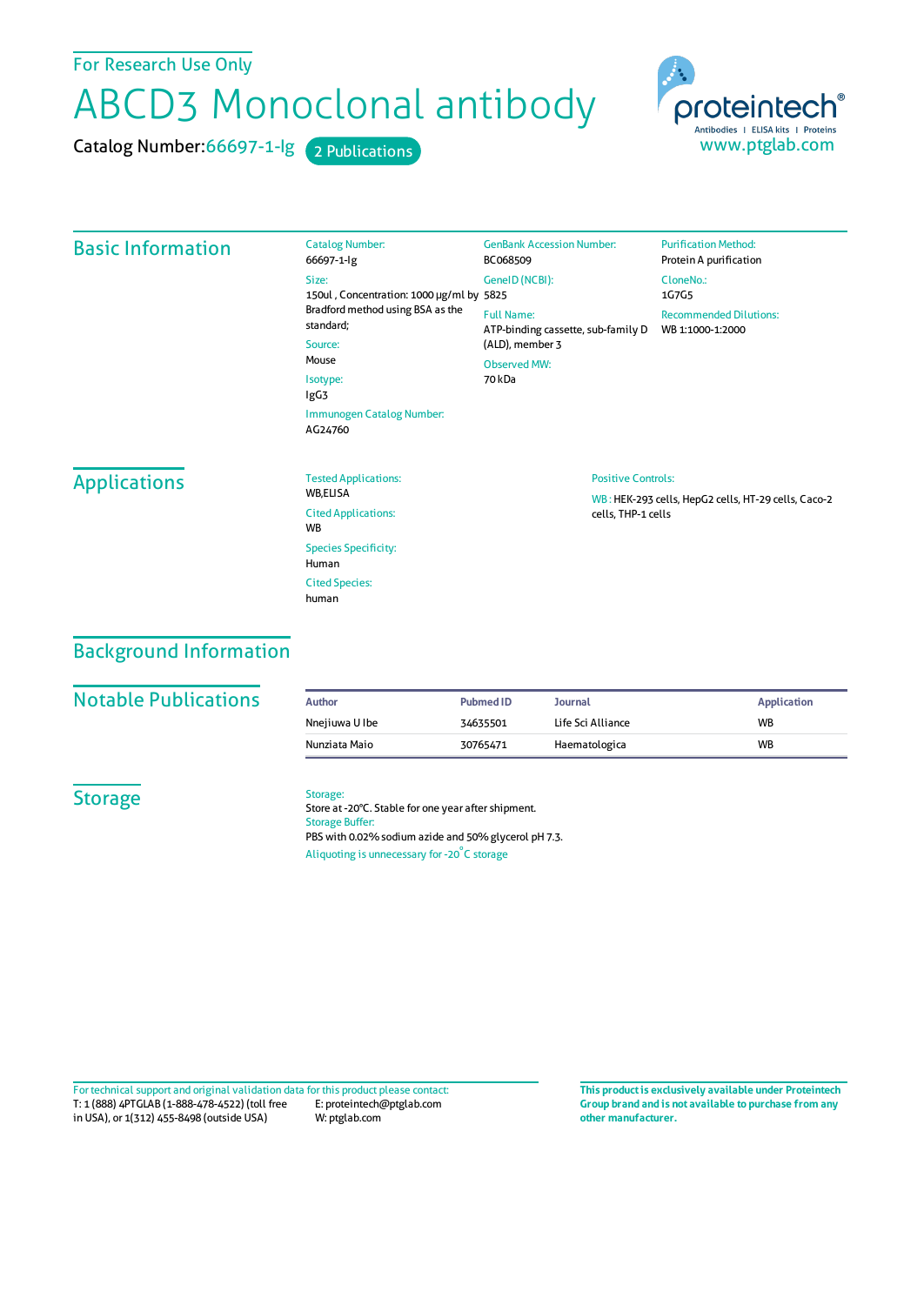For Research Use Only

# ABCD3 Monoclonal antibody

Catalog Number:66697-1-Ig 2 Publications

proteintech®
Antibodies | ELISA kits | Proteins
www.ptglab.com

## Basic Information

Catalog Number:
66697-1-Ig

Size:
150ul , Concentration: 1000 μg/ml by Bradford method using BSA as the standard;

Source:
Mouse

Isotype:
IgG3

Immunogen Catalog Number:
AG24760

GenBank Accession Number:
BC068509

GeneID (NCBI):
5825

Full Name:
ATP-binding cassette, sub-family D (ALD), member 3

Observed MW:
70 kDa

Purification Method:
Protein A purification

CloneNo.:
1G7G5

Recommended Dilutions:
WB 1:1000-1:2000

## Applications

Tested Applications:
WB,ELISA

Cited Applications:
WB

Species Specificity:
Human

Cited Species:
human

Positive Controls:

WB : HEK-293 cells, HepG2 cells, HT-29 cells, Caco-2 cells, THP-1 cells

## Background Information

## Notable Publications

| Author | Pubmed ID | Journal | Application |
|---|---|---|---|
| Nnejiuwa U Ibe | 34635501 | Life Sci Alliance | WB |
| Nunziata Maio | 30765471 | Haematologica | WB |

## Storage

Storage:
Store at -20°C. Stable for one year after shipment.

Storage Buffer:
PBS with 0.02% sodium azide and 50% glycerol pH 7.3.

Aliquoting is unnecessary for -20°C storage

For technical support and original validation data for this product please contact:
T: 1 (888) 4PTGLAB (1-888-478-4522) (toll free in USA), or 1(312) 455-8498 (outside USA)
E: proteintech@ptglab.com
W: ptglab.com

**This product is exclusively available under Proteintech Group brand and is not available to purchase from any other manufacturer.**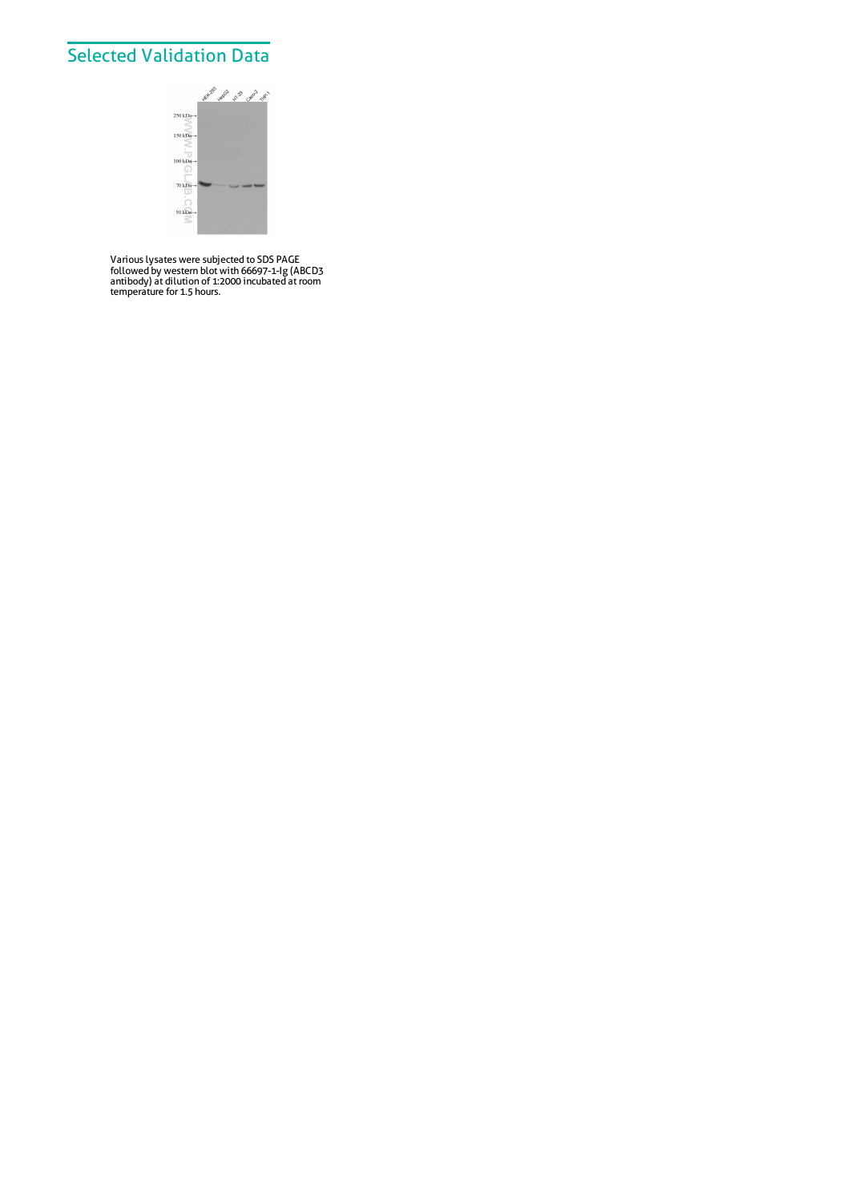## Selected Validation Data

HEK-293
HepG2
HT-29
Caco-2
THP-1

250 kDa→
150 kDa→
100 kDa→
70 kDa→
50 kDa→

WWW.PTGLAB.COM

Various lysates were subjected to SDS PAGE followed by western blot with 66697-1-Ig (ABCD3 antibody) at dilution of 1:2000 incubated at room temperature for 1.5 hours.